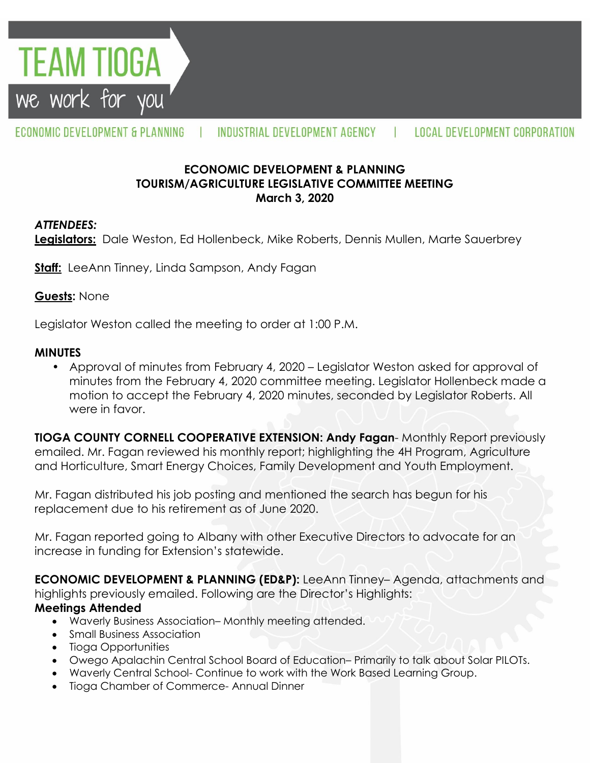TEAM TIOGA
we work for you

ECONOMIC DEVELOPMENT & PLANNING | INDUSTRIAL DEVELOPMENT AGENCY | LOCAL DEVELOPMENT CORPORATION

**ECONOMIC DEVELOPMENT & PLANNING**
**TOURISM/AGRICULTURE LEGISLATIVE COMMITTEE MEETING**
**March 3, 2020**

***ATTENDEES:***

**Legislators:** Dale Weston, Ed Hollenbeck, Mike Roberts, Dennis Mullen, Marte Sauerbrey

**Staff:** LeeAnn Tinney, Linda Sampson, Andy Fagan

**Guests:** None

Legislator Weston called the meeting to order at 1:00 P.M.

**MINUTES**

- Approval of minutes from February 4, 2020 – Legislator Weston asked for approval of minutes from the February 4, 2020 committee meeting. Legislator Hollenbeck made a motion to accept the February 4, 2020 minutes, seconded by Legislator Roberts. All were in favor.

**TIOGA COUNTY CORNELL COOPERATIVE EXTENSION: Andy Fagan**- Monthly Report previously emailed. Mr. Fagan reviewed his monthly report; highlighting the 4H Program, Agriculture and Horticulture, Smart Energy Choices, Family Development and Youth Employment.

Mr. Fagan distributed his job posting and mentioned the search has begun for his replacement due to his retirement as of June 2020.

Mr. Fagan reported going to Albany with other Executive Directors to advocate for an increase in funding for Extension's statewide.

**ECONOMIC DEVELOPMENT & PLANNING (ED&P):** LeeAnn Tinney– Agenda, attachments and highlights previously emailed. Following are the Director's Highlights:

**Meetings Attended**

- Waverly Business Association– Monthly meeting attended.
- Small Business Association
- Tioga Opportunities
- Owego Apalachin Central School Board of Education– Primarily to talk about Solar PILOTs.
- Waverly Central School- Continue to work with the Work Based Learning Group.
- Tioga Chamber of Commerce- Annual Dinner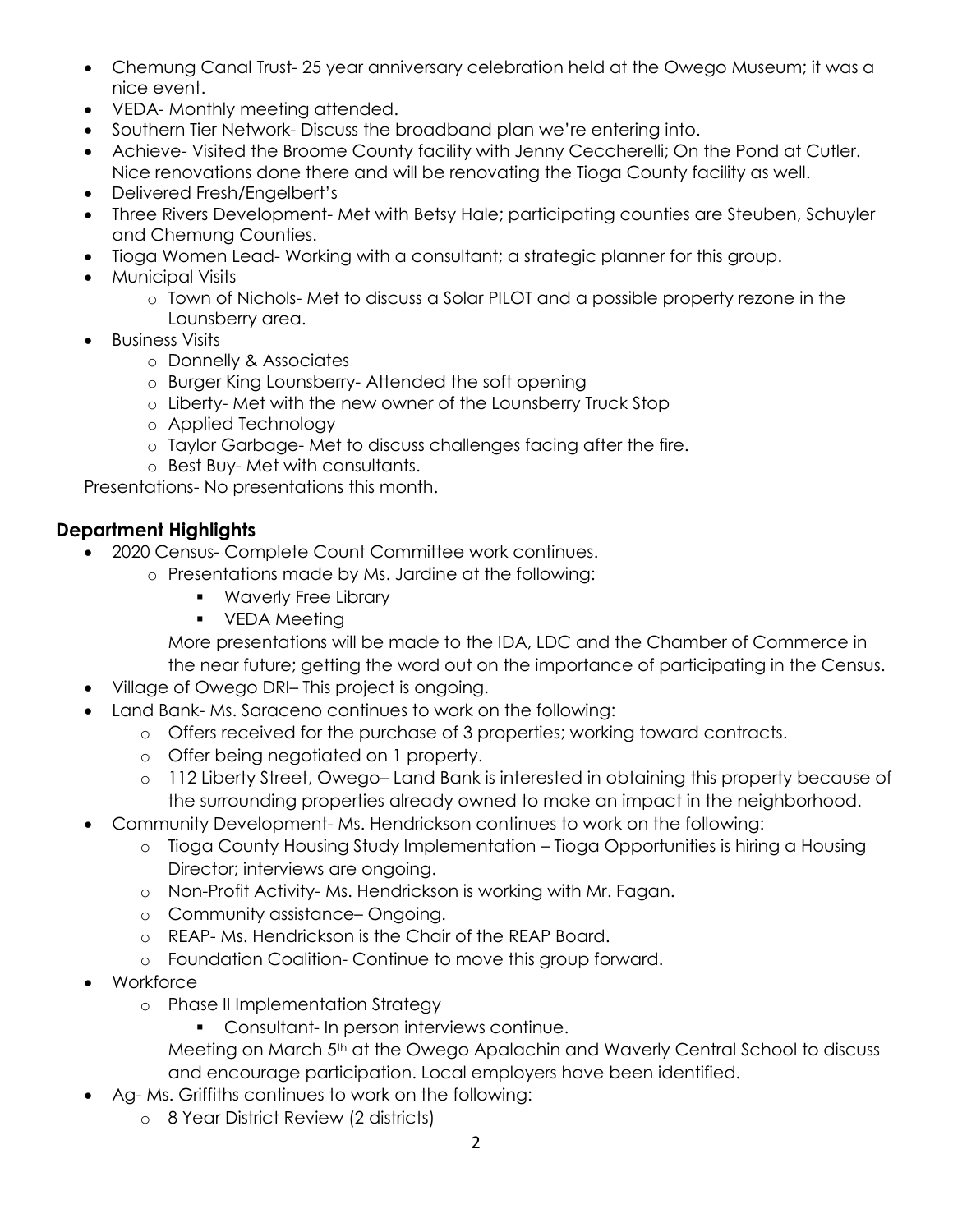- Chemung Canal Trust- 25 year anniversary celebration held at the Owego Museum; it was a nice event.
- VEDA- Monthly meeting attended.
- Southern Tier Network- Discuss the broadband plan we're entering into.
- Achieve- Visited the Broome County facility with Jenny Ceccherelli; On the Pond at Cutler. Nice renovations done there and will be renovating the Tioga County facility as well.
- Delivered Fresh/Engelbert's
- Three Rivers Development- Met with Betsy Hale; participating counties are Steuben, Schuyler and Chemung Counties.
- Tioga Women Lead- Working with a consultant; a strategic planner for this group.
- Municipal Visits
  - Town of Nichols- Met to discuss a Solar PILOT and a possible property rezone in the Lounsberry area.
- Business Visits
  - Donnelly & Associates
  - Burger King Lounsberry- Attended the soft opening
  - Liberty- Met with the new owner of the Lounsberry Truck Stop
  - Applied Technology
  - Taylor Garbage- Met to discuss challenges facing after the fire.
  - Best Buy- Met with consultants.

Presentations- No presentations this month.

## Department Highlights

- 2020 Census- Complete Count Committee work continues.
  - Presentations made by Ms. Jardine at the following:
    - Waverly Free Library
    - VEDA Meeting

    More presentations will be made to the IDA, LDC and the Chamber of Commerce in the near future; getting the word out on the importance of participating in the Census.
- Village of Owego DRI– This project is ongoing.
- Land Bank- Ms. Saraceno continues to work on the following:
  - Offers received for the purchase of 3 properties; working toward contracts.
  - Offer being negotiated on 1 property.
  - 112 Liberty Street, Owego– Land Bank is interested in obtaining this property because of the surrounding properties already owned to make an impact in the neighborhood.
- Community Development- Ms. Hendrickson continues to work on the following:
  - Tioga County Housing Study Implementation – Tioga Opportunities is hiring a Housing Director; interviews are ongoing.
  - Non-Profit Activity- Ms. Hendrickson is working with Mr. Fagan.
  - Community assistance– Ongoing.
  - REAP- Ms. Hendrickson is the Chair of the REAP Board.
  - Foundation Coalition- Continue to move this group forward.
- Workforce
  - Phase II Implementation Strategy
    - Consultant- In person interviews continue.

    Meeting on March 5th at the Owego Apalachin and Waverly Central School to discuss and encourage participation. Local employers have been identified.
- Ag- Ms. Griffiths continues to work on the following:
  - 8 Year District Review (2 districts)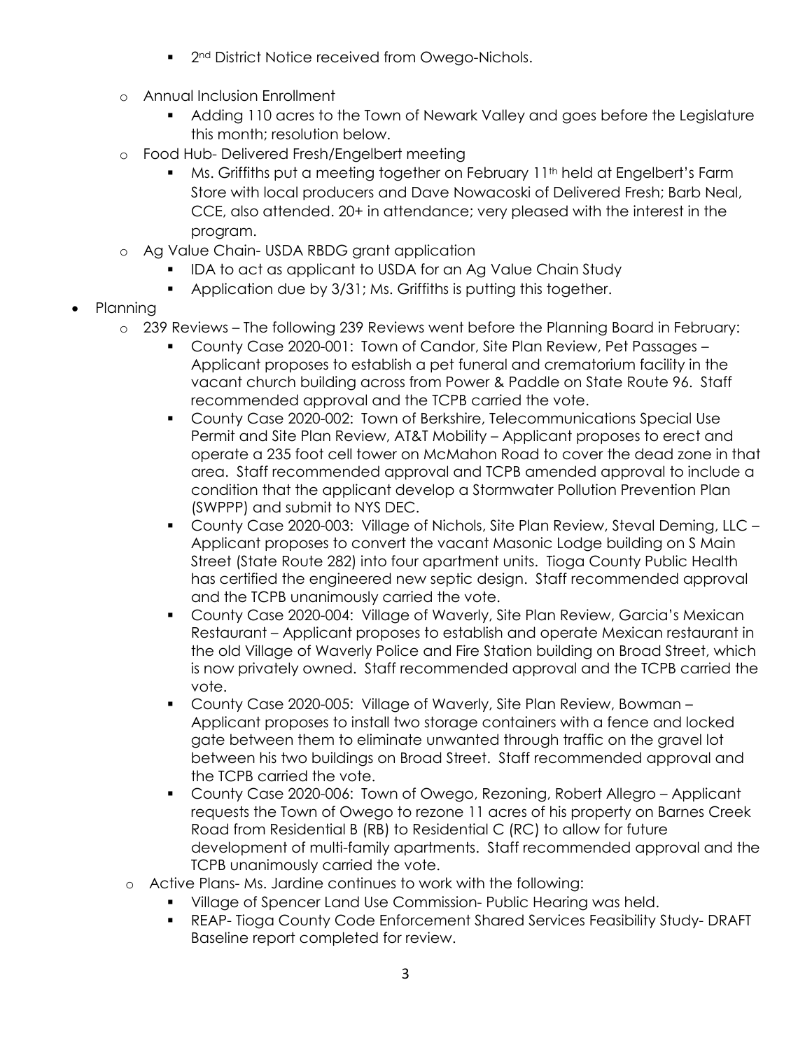- 2nd District Notice received from Owego-Nichols.
  - Annual Inclusion Enrollment
    - Adding 110 acres to the Town of Newark Valley and goes before the Legislature this month; resolution below.
  - Food Hub- Delivered Fresh/Engelbert meeting
    - Ms. Griffiths put a meeting together on February 11th held at Engelbert's Farm Store with local producers and Dave Nowacoski of Delivered Fresh; Barb Neal, CCE, also attended. 20+ in attendance; very pleased with the interest in the program.
  - Ag Value Chain- USDA RBDG grant application
    - IDA to act as applicant to USDA for an Ag Value Chain Study
    - Application due by 3/31; Ms. Griffiths is putting this together.
- Planning
  - 239 Reviews – The following 239 Reviews went before the Planning Board in February:
    - County Case 2020-001: Town of Candor, Site Plan Review, Pet Passages – Applicant proposes to establish a pet funeral and crematorium facility in the vacant church building across from Power & Paddle on State Route 96. Staff recommended approval and the TCPB carried the vote.
    - County Case 2020-002: Town of Berkshire, Telecommunications Special Use Permit and Site Plan Review, AT&T Mobility – Applicant proposes to erect and operate a 235 foot cell tower on McMahon Road to cover the dead zone in that area. Staff recommended approval and TCPB amended approval to include a condition that the applicant develop a Stormwater Pollution Prevention Plan (SWPPP) and submit to NYS DEC.
    - County Case 2020-003: Village of Nichols, Site Plan Review, Steval Deming, LLC – Applicant proposes to convert the vacant Masonic Lodge building on S Main Street (State Route 282) into four apartment units. Tioga County Public Health has certified the engineered new septic design. Staff recommended approval and the TCPB unanimously carried the vote.
    - County Case 2020-004: Village of Waverly, Site Plan Review, Garcia's Mexican Restaurant – Applicant proposes to establish and operate Mexican restaurant in the old Village of Waverly Police and Fire Station building on Broad Street, which is now privately owned. Staff recommended approval and the TCPB carried the vote.
    - County Case 2020-005: Village of Waverly, Site Plan Review, Bowman – Applicant proposes to install two storage containers with a fence and locked gate between them to eliminate unwanted through traffic on the gravel lot between his two buildings on Broad Street. Staff recommended approval and the TCPB carried the vote.
    - County Case 2020-006: Town of Owego, Rezoning, Robert Allegro – Applicant requests the Town of Owego to rezone 11 acres of his property on Barnes Creek Road from Residential B (RB) to Residential C (RC) to allow for future development of multi-family apartments. Staff recommended approval and the TCPB unanimously carried the vote.
  - Active Plans- Ms. Jardine continues to work with the following:
    - Village of Spencer Land Use Commission- Public Hearing was held.
    - REAP- Tioga County Code Enforcement Shared Services Feasibility Study- DRAFT Baseline report completed for review.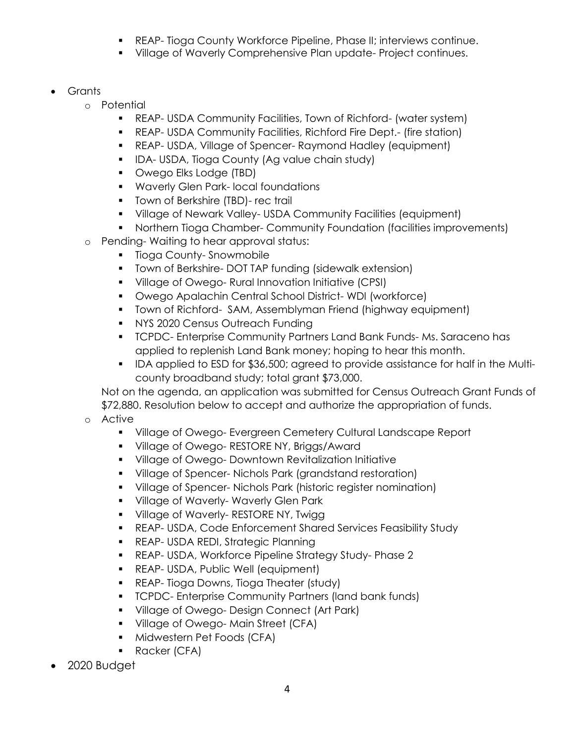- REAP- Tioga County Workforce Pipeline, Phase II; interviews continue.
    - Village of Waverly Comprehensive Plan update- Project continues.

- Grants
  - Potential
    - REAP- USDA Community Facilities, Town of Richford- (water system)
    - REAP- USDA Community Facilities, Richford Fire Dept.- (fire station)
    - REAP- USDA, Village of Spencer- Raymond Hadley (equipment)
    - IDA- USDA, Tioga County (Ag value chain study)
    - Owego Elks Lodge (TBD)
    - Waverly Glen Park- local foundations
    - Town of Berkshire (TBD)- rec trail
    - Village of Newark Valley- USDA Community Facilities (equipment)
    - Northern Tioga Chamber- Community Foundation (facilities improvements)
  - Pending- Waiting to hear approval status:
    - Tioga County- Snowmobile
    - Town of Berkshire- DOT TAP funding (sidewalk extension)
    - Village of Owego- Rural Innovation Initiative (CPSI)
    - Owego Apalachin Central School District- WDI (workforce)
    - Town of Richford- SAM, Assemblyman Friend (highway equipment)
    - NYS 2020 Census Outreach Funding
    - TCPDC- Enterprise Community Partners Land Bank Funds- Ms. Saraceno has applied to replenish Land Bank money; hoping to hear this month.
    - IDA applied to ESD for $36,500; agreed to provide assistance for half in the Multi-county broadband study; total grant $73,000.

    Not on the agenda, an application was submitted for Census Outreach Grant Funds of $72,880. Resolution below to accept and authorize the appropriation of funds.
  - Active
    - Village of Owego- Evergreen Cemetery Cultural Landscape Report
    - Village of Owego- RESTORE NY, Briggs/Award
    - Village of Owego- Downtown Revitalization Initiative
    - Village of Spencer- Nichols Park (grandstand restoration)
    - Village of Spencer- Nichols Park (historic register nomination)
    - Village of Waverly- Waverly Glen Park
    - Village of Waverly- RESTORE NY, Twigg
    - REAP- USDA, Code Enforcement Shared Services Feasibility Study
    - REAP- USDA REDI, Strategic Planning
    - REAP- USDA, Workforce Pipeline Strategy Study- Phase 2
    - REAP- USDA, Public Well (equipment)
    - REAP- Tioga Downs, Tioga Theater (study)
    - TCPDC- Enterprise Community Partners (land bank funds)
    - Village of Owego- Design Connect (Art Park)
    - Village of Owego- Main Street (CFA)
    - Midwestern Pet Foods (CFA)
    - Racker (CFA)
- 2020 Budget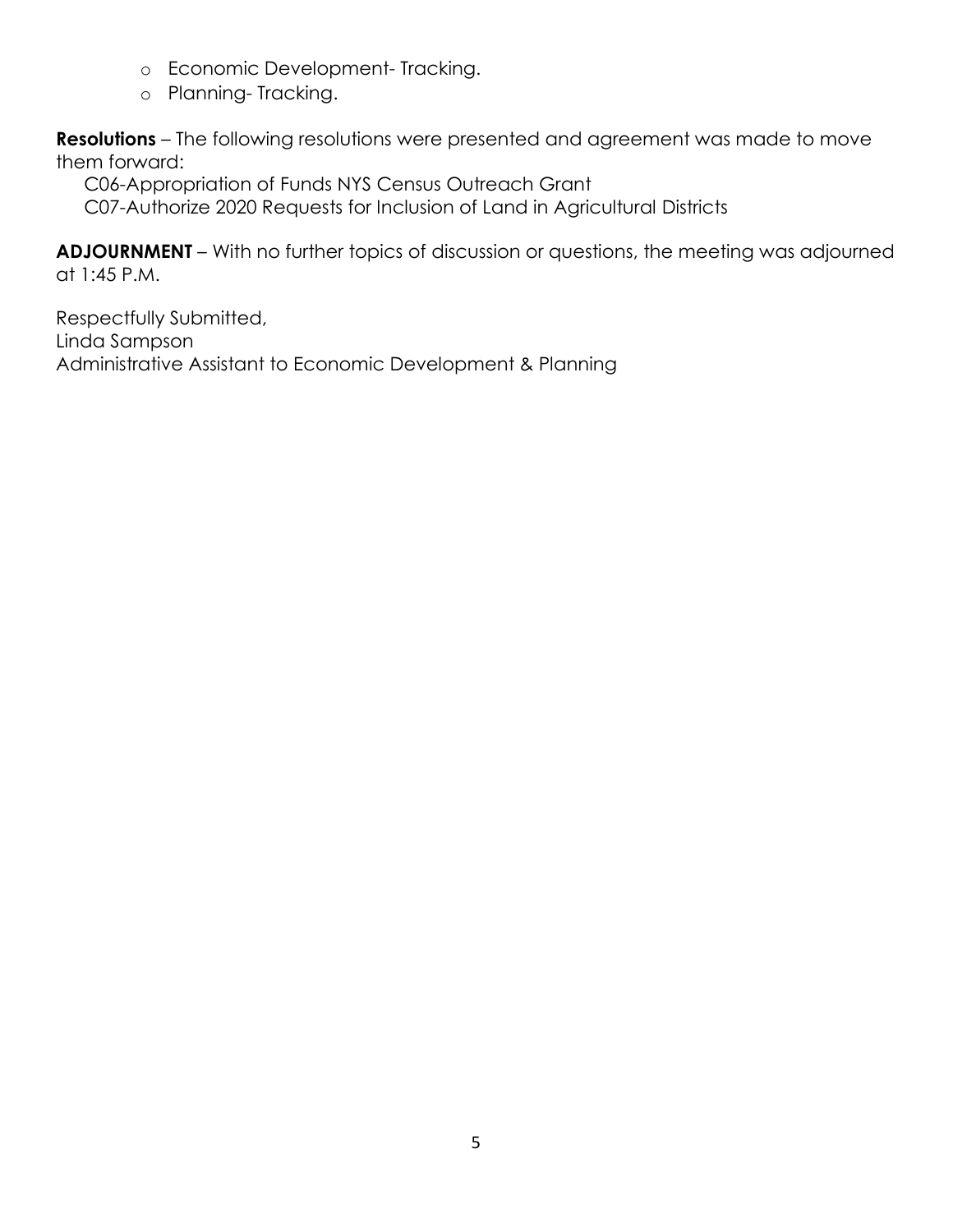- Economic Development- Tracking.
- Planning- Tracking.

**Resolutions** – The following resolutions were presented and agreement was made to move them forward:

C06-Appropriation of Funds NYS Census Outreach Grant
C07-Authorize 2020 Requests for Inclusion of Land in Agricultural Districts

**ADJOURNMENT** – With no further topics of discussion or questions, the meeting was adjourned at 1:45 P.M.

Respectfully Submitted,
Linda Sampson
Administrative Assistant to Economic Development & Planning